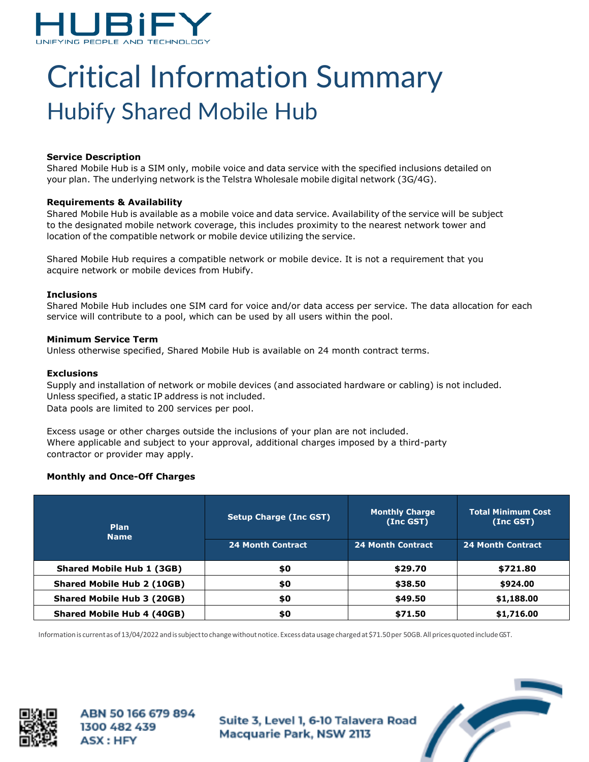# HUBiFY

UNIFYING PEOPLE AND TECHNOLOGY

# Critical Information Summary

## Hubify Shared Mobile Hub

**Service Description**

Shared Mobile Hub is a SIM only, mobile voice and data service with the specified inclusions detailed on your plan. The underlying network is the Telstra Wholesale mobile digital network (3G/4G).

**Requirements & Availability**

Shared Mobile Hub is available as a mobile voice and data service. Availability of the service will be subject to the designated mobile network coverage, this includes proximity to the nearest network tower and location of the compatible network or mobile device utilizing the service.

Shared Mobile Hub requires a compatible network or mobile device. It is not a requirement that you acquire network or mobile devices from Hubify.

**Inclusions**

Shared Mobile Hub includes one SIM card for voice and/or data access per service. The data allocation for each service will contribute to a pool, which can be used by all users within the pool.

**Minimum Service Term**

Unless otherwise specified, Shared Mobile Hub is available on 24 month contract terms.

**Exclusions**

Supply and installation of network or mobile devices (and associated hardware or cabling) is not included.
Unless specified, a static IP address is not included.
Data pools are limited to 200 services per pool.

Excess usage or other charges outside the inclusions of your plan are not included.
Where applicable and subject to your approval, additional charges imposed by a third-party contractor or provider may apply.

**Monthly and Once-Off Charges**

| Plan Name | Setup Charge (Inc GST) | Monthly Charge (Inc GST) | Total Minimum Cost (Inc GST) |
|---|---|---|---|
| | 24 Month Contract | 24 Month Contract | 24 Month Contract |
| **Shared Mobile Hub 1 (3GB)** | **$0** | **$29.70** | **$721.80** |
| **Shared Mobile Hub 2 (10GB)** | **$0** | **$38.50** | **$924.00** |
| **Shared Mobile Hub 3 (20GB)** | **$0** | **$49.50** | **$1,188.00** |
| **Shared Mobile Hub 4 (40GB)** | **$0** | **$71.50** | **$1,716.00** |

Information is current as of 13/04/2022 and is subject to change without notice. Excess data usage charged at $71.50 per 50GB. All prices quoted include GST.

ABN 50 166 679 894
1300 482 439
ASX : HFY

Suite 3, Level 1, 6-10 Talavera Road
Macquarie Park, NSW 2113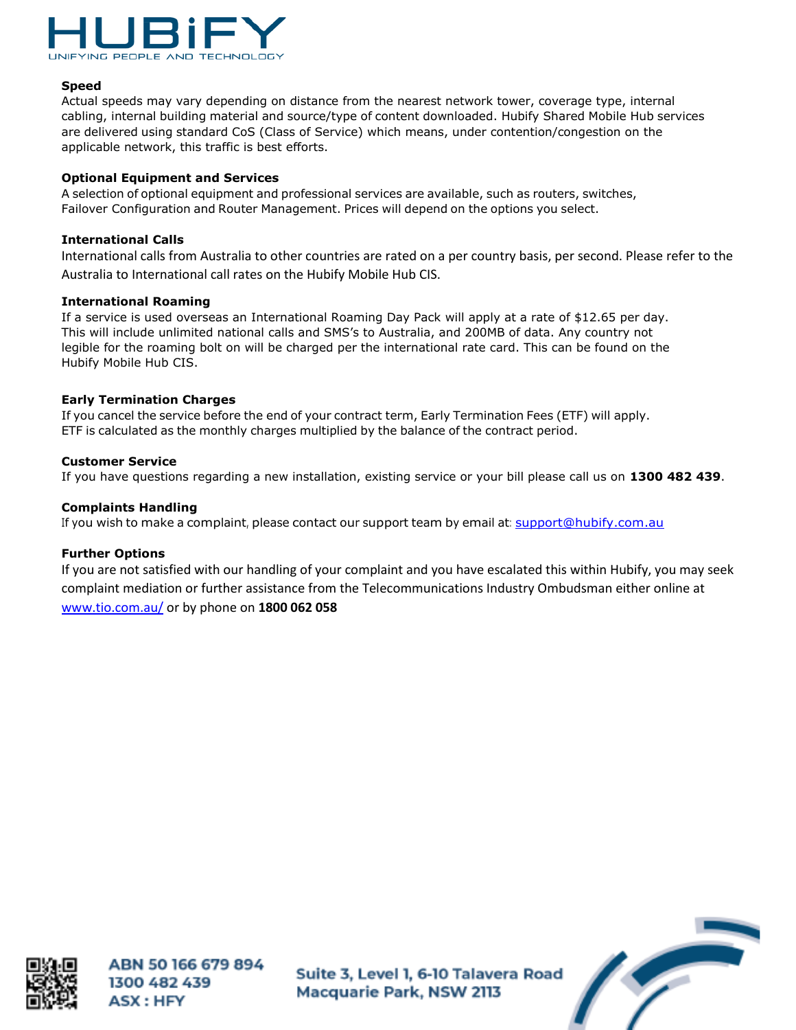**Speed**

Actual speeds may vary depending on distance from the nearest network tower, coverage type, internal cabling, internal building material and source/type of content downloaded. Hubify Shared Mobile Hub services are delivered using standard CoS (Class of Service) which means, under contention/congestion on the applicable network, this traffic is best efforts.

**Optional Equipment and Services**

A selection of optional equipment and professional services are available, such as routers, switches, Failover Configuration and Router Management. Prices will depend on the options you select.

**International Calls**

International calls from Australia to other countries are rated on a per country basis, per second. Please refer to the Australia to International call rates on the Hubify Mobile Hub CIS.

**International Roaming**

If a service is used overseas an International Roaming Day Pack will apply at a rate of $12.65 per day. This will include unlimited national calls and SMS's to Australia, and 200MB of data. Any country not legible for the roaming bolt on will be charged per the international rate card. This can be found on the Hubify Mobile Hub CIS.

**Early Termination Charges**

If you cancel the service before the end of your contract term, Early Termination Fees (ETF) will apply. ETF is calculated as the monthly charges multiplied by the balance of the contract period.

**Customer Service**

If you have questions regarding a new installation, existing service or your bill please call us on **1300 482 439**.

**Complaints Handling**

If you wish to make a complaint, please contact our support team by email at: support@hubify.com.au

**Further Options**

If you are not satisfied with our handling of your complaint and you have escalated this within Hubify, you may seek complaint mediation or further assistance from the Telecommunications Industry Ombudsman either online at www.tio.com.au/ or by phone on **1800 062 058**